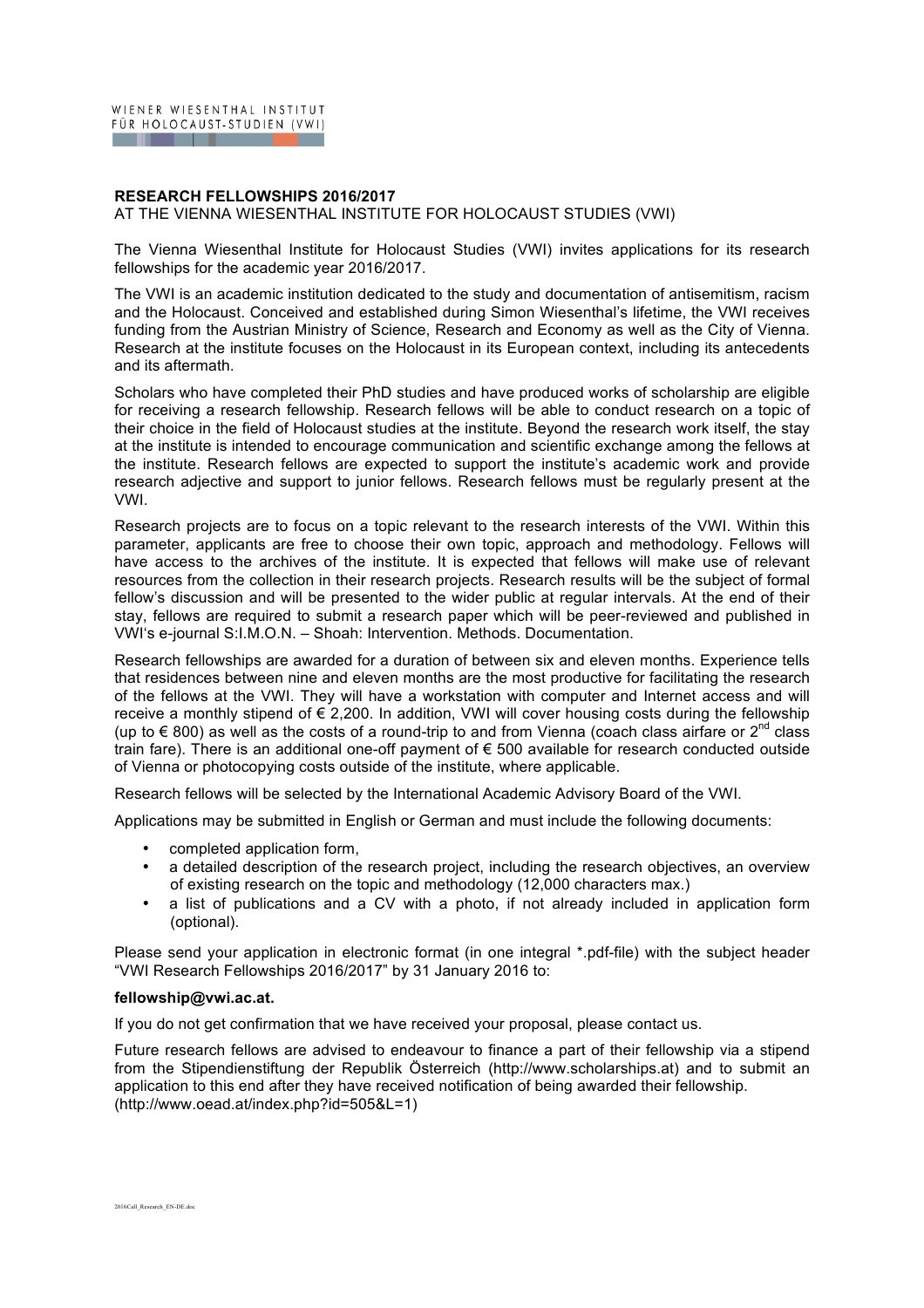WIENER WIESENTHAL INSTITUT
FÜR HOLOCAUST-STUDIEN (VWI)

**RESEARCH FELLOWSHIPS 2016/2017**
AT THE VIENNA WIESENTHAL INSTITUTE FOR HOLOCAUST STUDIES (VWI)

The Vienna Wiesenthal Institute for Holocaust Studies (VWI) invites applications for its research fellowships for the academic year 2016/2017.

The VWI is an academic institution dedicated to the study and documentation of antisemitism, racism and the Holocaust. Conceived and established during Simon Wiesenthal's lifetime, the VWI receives funding from the Austrian Ministry of Science, Research and Economy as well as the City of Vienna. Research at the institute focuses on the Holocaust in its European context, including its antecedents and its aftermath.

Scholars who have completed their PhD studies and have produced works of scholarship are eligible for receiving a research fellowship. Research fellows will be able to conduct research on a topic of their choice in the field of Holocaust studies at the institute. Beyond the research work itself, the stay at the institute is intended to encourage communication and scientific exchange among the fellows at the institute. Research fellows are expected to support the institute's academic work and provide research adjective and support to junior fellows. Research fellows must be regularly present at the VWI.

Research projects are to focus on a topic relevant to the research interests of the VWI. Within this parameter, applicants are free to choose their own topic, approach and methodology. Fellows will have access to the archives of the institute. It is expected that fellows will make use of relevant resources from the collection in their research projects. Research results will be the subject of formal fellow's discussion and will be presented to the wider public at regular intervals. At the end of their stay, fellows are required to submit a research paper which will be peer-reviewed and published in VWI's e-journal S:I.M.O.N. – Shoah: Intervention. Methods. Documentation.

Research fellowships are awarded for a duration of between six and eleven months. Experience tells that residences between nine and eleven months are the most productive for facilitating the research of the fellows at the VWI. They will have a workstation with computer and Internet access and will receive a monthly stipend of € 2,200. In addition, VWI will cover housing costs during the fellowship (up to € 800) as well as the costs of a round-trip to and from Vienna (coach class airfare or 2nd class train fare). There is an additional one-off payment of € 500 available for research conducted outside of Vienna or photocopying costs outside of the institute, where applicable.

Research fellows will be selected by the International Academic Advisory Board of the VWI.

Applications may be submitted in English or German and must include the following documents:

- completed application form,
- a detailed description of the research project, including the research objectives, an overview of existing research on the topic and methodology (12,000 characters max.)
- a list of publications and a CV with a photo, if not already included in application form (optional).

Please send your application in electronic format (in one integral *.pdf-file) with the subject header "VWI Research Fellowships 2016/2017" by 31 January 2016 to:

**fellowship@vwi.ac.at.**

If you do not get confirmation that we have received your proposal, please contact us.

Future research fellows are advised to endeavour to finance a part of their fellowship via a stipend from the Stipendienstiftung der Republik Österreich (http://www.scholarships.at) and to submit an application to this end after they have received notification of being awarded their fellowship. (http://www.oead.at/index.php?id=505&L=1)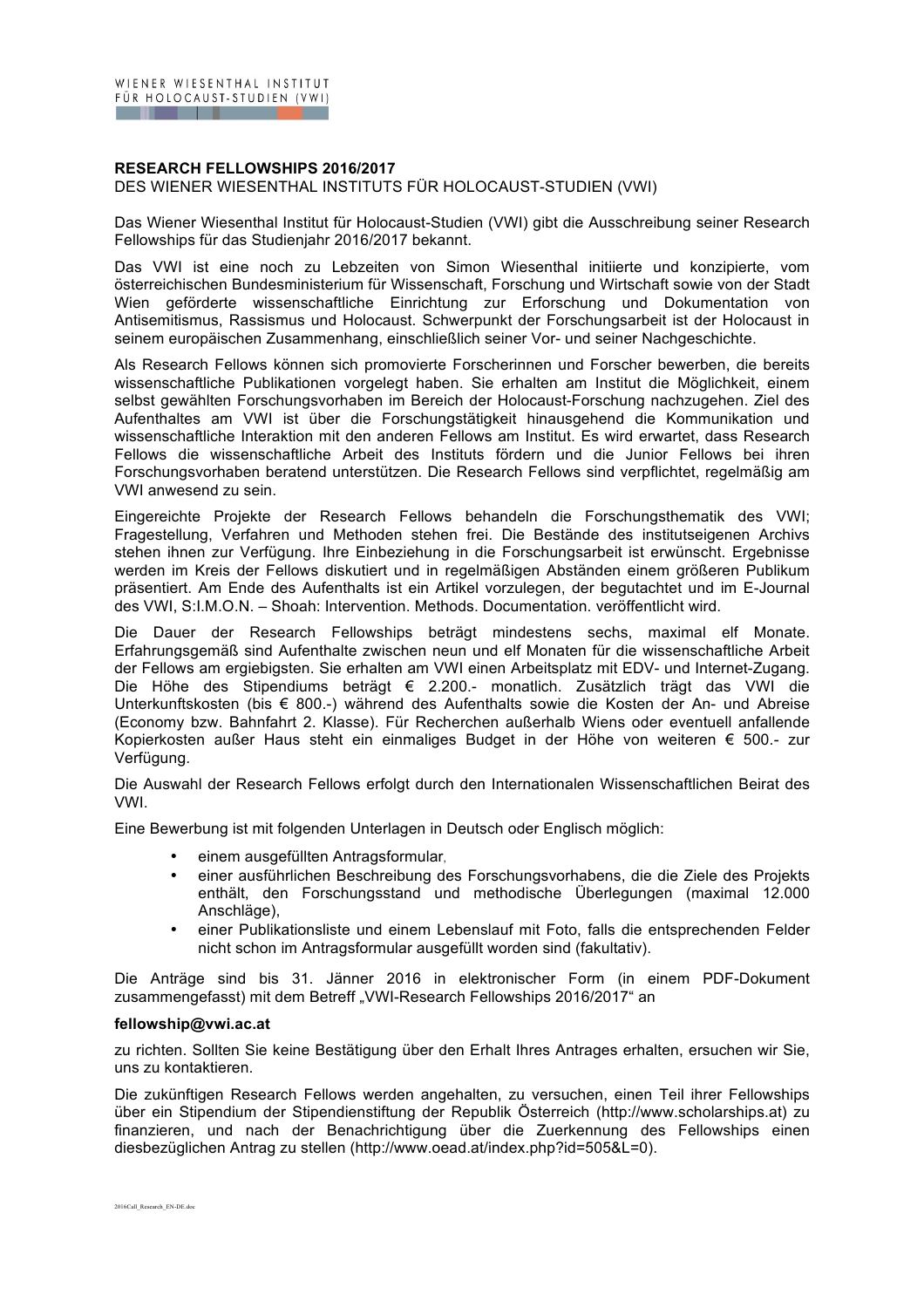WIENER WIESENTHAL INSTITUT FÜR HOLOCAUST-STUDIEN (VWI)

**RESEARCH FELLOWSHIPS 2016/2017**
DES WIENER WIESENTHAL INSTITUTS FÜR HOLOCAUST-STUDIEN (VWI)

Das Wiener Wiesenthal Institut für Holocaust-Studien (VWI) gibt die Ausschreibung seiner Research Fellowships für das Studienjahr 2016/2017 bekannt.

Das VWI ist eine noch zu Lebzeiten von Simon Wiesenthal initiierte und konzipierte, vom österreichischen Bundesministerium für Wissenschaft, Forschung und Wirtschaft sowie von der Stadt Wien geförderte wissenschaftliche Einrichtung zur Erforschung und Dokumentation von Antisemitismus, Rassismus und Holocaust. Schwerpunkt der Forschungsarbeit ist der Holocaust in seinem europäischen Zusammenhang, einschließlich seiner Vor- und seiner Nachgeschichte.

Als Research Fellows können sich promovierte Forscherinnen und Forscher bewerben, die bereits wissenschaftliche Publikationen vorgelegt haben. Sie erhalten am Institut die Möglichkeit, einem selbst gewählten Forschungsvorhaben im Bereich der Holocaust-Forschung nachzugehen. Ziel des Aufenthaltes am VWI ist über die Forschungstätigkeit hinausgehend die Kommunikation und wissenschaftliche Interaktion mit den anderen Fellows am Institut. Es wird erwartet, dass Research Fellows die wissenschaftliche Arbeit des Instituts fördern und die Junior Fellows bei ihren Forschungsvorhaben beratend unterstützen. Die Research Fellows sind verpflichtet, regelmäßig am VWI anwesend zu sein.

Eingereichte Projekte der Research Fellows behandeln die Forschungsthematik des VWI; Fragestellung, Verfahren und Methoden stehen frei. Die Bestände des institutseigenen Archivs stehen ihnen zur Verfügung. Ihre Einbeziehung in die Forschungsarbeit ist erwünscht. Ergebnisse werden im Kreis der Fellows diskutiert und in regelmäßigen Abständen einem größeren Publikum präsentiert. Am Ende des Aufenthalts ist ein Artikel vorzulegen, der begutachtet und im E-Journal des VWI, S:I.M.O.N. – Shoah: Intervention. Methods. Documentation. veröffentlicht wird.

Die Dauer der Research Fellowships beträgt mindestens sechs, maximal elf Monate. Erfahrungsgemäß sind Aufenthalte zwischen neun und elf Monaten für die wissenschaftliche Arbeit der Fellows am ergiebigsten. Sie erhalten am VWI einen Arbeitsplatz mit EDV- und Internet-Zugang. Die Höhe des Stipendiums beträgt € 2.200.- monatlich. Zusätzlich trägt das VWI die Unterkunftskosten (bis € 800.-) während des Aufenthalts sowie die Kosten der An- und Abreise (Economy bzw. Bahnfahrt 2. Klasse). Für Recherchen außerhalb Wiens oder eventuell anfallende Kopierkosten außer Haus steht ein einmaliges Budget in der Höhe von weiteren € 500.- zur Verfügung.

Die Auswahl der Research Fellows erfolgt durch den Internationalen Wissenschaftlichen Beirat des VWI.

Eine Bewerbung ist mit folgenden Unterlagen in Deutsch oder Englisch möglich:

- einem ausgefüllten Antragsformular,
- einer ausführlichen Beschreibung des Forschungsvorhabens, die die Ziele des Projekts enthält, den Forschungsstand und methodische Überlegungen (maximal 12.000 Anschläge),
- einer Publikationsliste und einem Lebenslauf mit Foto, falls die entsprechenden Felder nicht schon im Antragsformular ausgefüllt worden sind (fakultativ).

Die Anträge sind bis 31. Jänner 2016 in elektronischer Form (in einem PDF-Dokument zusammengefasst) mit dem Betreff „VWI-Research Fellowships 2016/2017" an

**fellowship@vwi.ac.at**

zu richten. Sollten Sie keine Bestätigung über den Erhalt Ihres Antrages erhalten, ersuchen wir Sie, uns zu kontaktieren.

Die zukünftigen Research Fellows werden angehalten, zu versuchen, einen Teil ihrer Fellowships über ein Stipendium der Stipendienstiftung der Republik Österreich (http://www.scholarships.at) zu finanzieren, und nach der Benachrichtigung über die Zuerkennung des Fellowships einen diesbezüglichen Antrag zu stellen (http://www.oead.at/index.php?id=505&L=0).